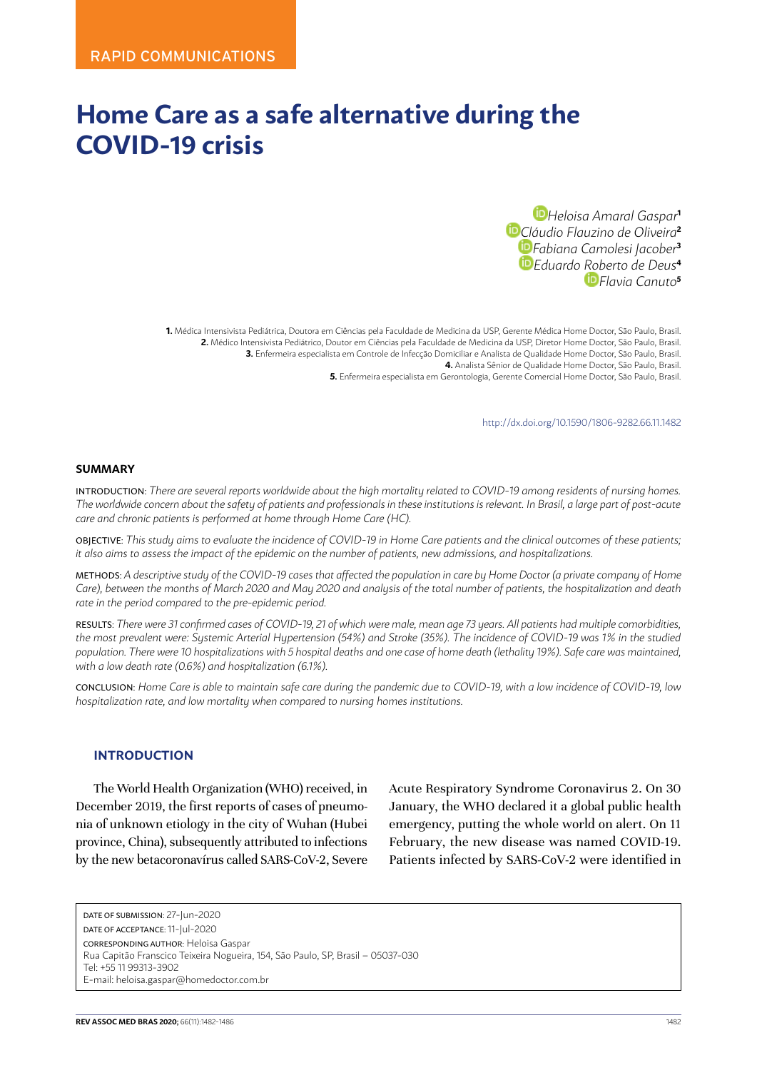RAPID COMMUNICATIONS

# Home Care as a safe alternative during the COVID-19 crisis

Heloisa Amaral Gaspar[1]
Cláudio Flauzino de Oliveira[2]
Fabiana Camolesi Jacober[3]
Eduardo Roberto de Deus[4]
Flavia Canuto[5]

**1.** Médica Intensivista Pediátrica, Doutora em Ciências pela Faculdade de Medicina da USP, Gerente Médica Home Doctor, São Paulo, Brasil.
**2.** Médico Intensivista Pediátrico, Doutor em Ciências pela Faculdade de Medicina da USP, Diretor Home Doctor, São Paulo, Brasil.
**3.** Enfermeira especialista em Controle de Infecção Domiciliar e Analista de Qualidade Home Doctor, São Paulo, Brasil.
**4.** Analista Sênior de Qualidade Home Doctor, São Paulo, Brasil.
**5.** Enfermeira especialista em Gerontologia, Gerente Comercial Home Doctor, São Paulo, Brasil.

http://dx.doi.org/10.1590/1806-9282.66.11.1482

## SUMMARY

INTRODUCTION: *There are several reports worldwide about the high mortality related to COVID-19 among residents of nursing homes. The worldwide concern about the safety of patients and professionals in these institutions is relevant. In Brasil, a large part of post-acute care and chronic patients is performed at home through Home Care (HC).*

OBJECTIVE: *This study aims to evaluate the incidence of COVID-19 in Home Care patients and the clinical outcomes of these patients; it also aims to assess the impact of the epidemic on the number of patients, new admissions, and hospitalizations.*

METHODS: *A descriptive study of the COVID-19 cases that affected the population in care by Home Doctor (a private company of Home Care), between the months of March 2020 and May 2020 and analysis of the total number of patients, the hospitalization and death rate in the period compared to the pre-epidemic period.*

RESULTS: *There were 31 confirmed cases of COVID-19, 21 of which were male, mean age 73 years. All patients had multiple comorbidities, the most prevalent were: Systemic Arterial Hypertension (54%) and Stroke (35%). The incidence of COVID-19 was 1% in the studied population. There were 10 hospitalizations with 5 hospital deaths and one case of home death (lethality 19%). Safe care was maintained, with a low death rate (0.6%) and hospitalization (6.1%).*

CONCLUSION: *Home Care is able to maintain safe care during the pandemic due to COVID-19, with a low incidence of COVID-19, low hospitalization rate, and low mortality when compared to nursing homes institutions.*

## INTRODUCTION

The World Health Organization (WHO) received, in December 2019, the first reports of cases of pneumonia of unknown etiology in the city of Wuhan (Hubei province, China), subsequently attributed to infections by the new betacoronavírus called SARS-CoV-2, Severe Acute Respiratory Syndrome Coronavirus 2. On 30 January, the WHO declared it a global public health emergency, putting the whole world on alert. On 11 February, the new disease was named COVID-19. Patients infected by SARS-CoV-2 were identified in

DATE OF SUBMISSION: 27-Jun-2020
DATE OF ACCEPTANCE: 11-Jul-2020
CORRESPONDING AUTHOR: Heloisa Gaspar
Rua Capitão Franscico Teixeira Nogueira, 154, São Paulo, SP, Brasil – 05037-030
Tel: +55 11 99313-3902
E-mail: heloisa.gaspar@homedoctor.com.br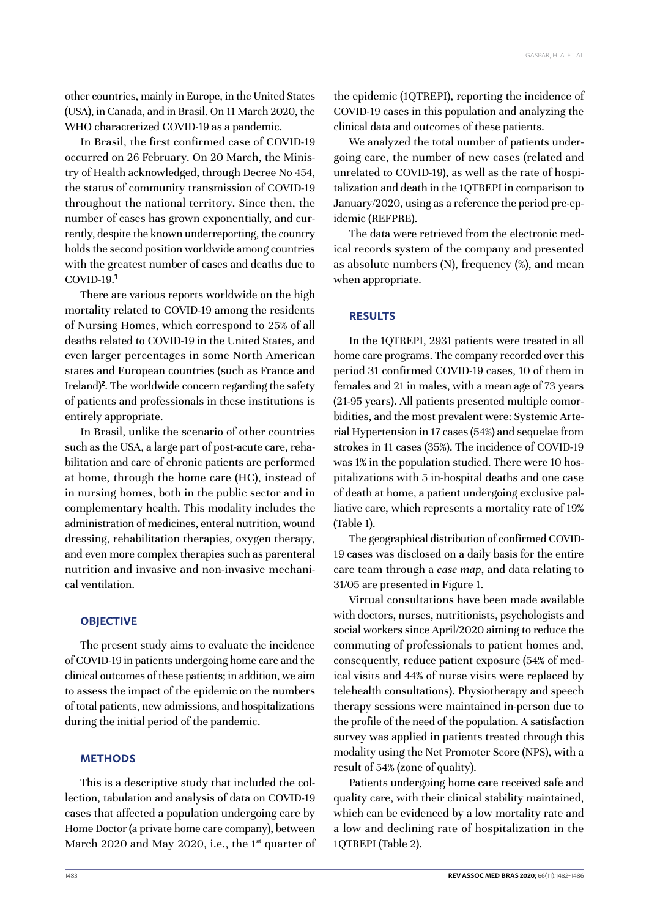other countries, mainly in Europe, in the United States (USA), in Canada, and in Brasil. On 11 March 2020, the WHO characterized COVID-19 as a pandemic.

In Brasil, the first confirmed case of COVID-19 occurred on 26 February. On 20 March, the Ministry of Health acknowledged, through Decree No 454, the status of community transmission of COVID-19 throughout the national territory. Since then, the number of cases has grown exponentially, and currently, despite the known underreporting, the country holds the second position worldwide among countries with the greatest number of cases and deaths due to COVID-19.[1]

There are various reports worldwide on the high mortality related to COVID-19 among the residents of Nursing Homes, which correspond to 25% of all deaths related to COVID-19 in the United States, and even larger percentages in some North American states and European countries (such as France and Ireland)[2]. The worldwide concern regarding the safety of patients and professionals in these institutions is entirely appropriate.

In Brasil, unlike the scenario of other countries such as the USA, a large part of post-acute care, rehabilitation and care of chronic patients are performed at home, through the home care (HC), instead of in nursing homes, both in the public sector and in complementary health. This modality includes the administration of medicines, enteral nutrition, wound dressing, rehabilitation therapies, oxygen therapy, and even more complex therapies such as parenteral nutrition and invasive and non-invasive mechanical ventilation.

## OBJECTIVE

The present study aims to evaluate the incidence of COVID-19 in patients undergoing home care and the clinical outcomes of these patients; in addition, we aim to assess the impact of the epidemic on the numbers of total patients, new admissions, and hospitalizations during the initial period of the pandemic.

## METHODS

This is a descriptive study that included the collection, tabulation and analysis of data on COVID-19 cases that affected a population undergoing care by Home Doctor (a private home care company), between March 2020 and May 2020, i.e., the 1st quarter of the epidemic (1QTREPI), reporting the incidence of COVID-19 cases in this population and analyzing the clinical data and outcomes of these patients.

We analyzed the total number of patients undergoing care, the number of new cases (related and unrelated to COVID-19), as well as the rate of hospitalization and death in the 1QTREPI in comparison to January/2020, using as a reference the period pre-epidemic (REFPRE).

The data were retrieved from the electronic medical records system of the company and presented as absolute numbers (N), frequency (%), and mean when appropriate.

## RESULTS

In the 1QTREPI, 2931 patients were treated in all home care programs. The company recorded over this period 31 confirmed COVID-19 cases, 10 of them in females and 21 in males, with a mean age of 73 years (21-95 years). All patients presented multiple comorbidities, and the most prevalent were: Systemic Arterial Hypertension in 17 cases (54%) and sequelae from strokes in 11 cases (35%). The incidence of COVID-19 was 1% in the population studied. There were 10 hospitalizations with 5 in-hospital deaths and one case of death at home, a patient undergoing exclusive palliative care, which represents a mortality rate of 19% (Table 1).

The geographical distribution of confirmed COVID-19 cases was disclosed on a daily basis for the entire care team through a *case map*, and data relating to 31/05 are presented in Figure 1.

Virtual consultations have been made available with doctors, nurses, nutritionists, psychologists and social workers since April/2020 aiming to reduce the commuting of professionals to patient homes and, consequently, reduce patient exposure (54% of medical visits and 44% of nurse visits were replaced by telehealth consultations). Physiotherapy and speech therapy sessions were maintained in-person due to the profile of the need of the population. A satisfaction survey was applied in patients treated through this modality using the Net Promoter Score (NPS), with a result of 54% (zone of quality).

Patients undergoing home care received safe and quality care, with their clinical stability maintained, which can be evidenced by a low mortality rate and a low and declining rate of hospitalization in the 1QTREPI (Table 2).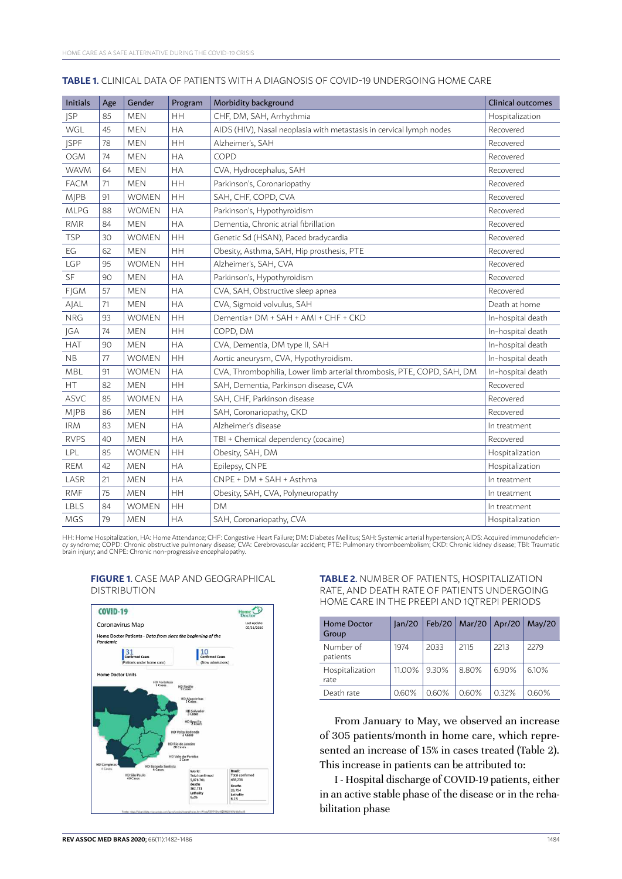**TABLE 1.** CLINICAL DATA OF PATIENTS WITH A DIAGNOSIS OF COVID-19 UNDERGOING HOME CARE

| Initials | Age | Gender | Program | Morbidity background | Clinical outcomes |
|---|---|---|---|---|---|
| JSP | 85 | MEN | HH | CHF, DM, SAH, Arrhythmia | Hospitalization |
| WGL | 45 | MEN | HA | AIDS (HIV), Nasal neoplasia with metastasis in cervical lymph nodes | Recovered |
| JSPF | 78 | MEN | HH | Alzheimer's, SAH | Recovered |
| OGM | 74 | MEN | HA | COPD | Recovered |
| WAVM | 64 | MEN | HA | CVA, Hydrocephalus, SAH | Recovered |
| FACM | 71 | MEN | HH | Parkinson's, Coronariopathy | Recovered |
| MJPB | 91 | WOMEN | HH | SAH, CHF, COPD, CVA | Recovered |
| MLPG | 88 | WOMEN | HA | Parkinson's, Hypothyroidism | Recovered |
| RMR | 84 | MEN | HA | Dementia, Chronic atrial fibrillation | Recovered |
| TSP | 30 | WOMEN | HH | Genetic Sd (HSAN), Paced bradycardia | Recovered |
| EG | 62 | MEN | HH | Obesity, Asthma, SAH, Hip prosthesis, PTE | Recovered |
| LGP | 95 | WOMEN | HH | Alzheimer's, SAH, CVA | Recovered |
| SF | 90 | MEN | HA | Parkinson's, Hypothyroidism | Recovered |
| FJGM | 57 | MEN | HA | CVA, SAH, Obstructive sleep apnea | Recovered |
| AJAL | 71 | MEN | HA | CVA, Sigmoid volvulus, SAH | Death at home |
| NRG | 93 | WOMEN | HH | Dementia+ DM + SAH + AMI + CHF + CKD | In-hospital death |
| JGA | 74 | MEN | HH | COPD, DM | In-hospital death |
| HAT | 90 | MEN | HA | CVA, Dementia, DM type II, SAH | In-hospital death |
| NB | 77 | WOMEN | HH | Aortic aneurysm, CVA, Hypothyroidism. | In-hospital death |
| MBL | 91 | WOMEN | HA | CVA, Thrombophilia, Lower limb arterial thrombosis, PTE, COPD, SAH, DM | In-hospital death |
| HT | 82 | MEN | HH | SAH, Dementia, Parkinson disease, CVA | Recovered |
| ASVC | 85 | WOMEN | HA | SAH, CHF, Parkinson disease | Recovered |
| MJPB | 86 | MEN | HH | SAH, Coronariopathy, CKD | Recovered |
| IRM | 83 | MEN | HA | Alzheimer's disease | In treatment |
| RVPS | 40 | MEN | HA | TBI + Chemical dependency (cocaine) | Recovered |
| LPL | 85 | WOMEN | HH | Obesity, SAH, DM | Hospitalization |
| REM | 42 | MEN | HA | Epilepsy, CNPE | Hospitalization |
| LASR | 21 | MEN | HA | CNPE + DM + SAH + Asthma | In treatment |
| RMF | 75 | MEN | HH | Obesity, SAH, CVA, Polyneuropathy | In treatment |
| LBLS | 84 | WOMEN | HH | DM | In treatment |
| MGS | 79 | MEN | HA | SAH, Coronariopathy, CVA | Hospitalization |

HH: Home Hospitalization, HA: Home Attendance; CHF: Congestive Heart Failure; DM: Diabetes Mellitus; SAH: Systemic arterial hypertension; AIDS: Acquired immunodeficiency syndrome; COPD: Chronic obstructive pulmonary disease; CVA: Cerebrovascular accident; PTE: Pulmonary thromboembolism; CKD: Chronic kidney disease; TBI: Traumatic brain injury; and CNPE: Chronic non-progressive encephalopathy.

**FIGURE 1.** CASE MAP AND GEOGRAPHICAL DISTRIBUTION

**TABLE 2.** NUMBER OF PATIENTS, HOSPITALIZATION RATE, AND DEATH RATE OF PATIENTS UNDERGOING HOME CARE IN THE PREEPI AND 1QTREPI PERIODS

| Home Doctor Group | Jan/20 | Feb/20 | Mar/20 | Apr/20 | May/20 |
|---|---|---|---|---|---|
| Number of patients | 1974 | 2033 | 2115 | 2213 | 2279 |
| Hospitalization rate | 11.00% | 9.30% | 8.80% | 6.90% | 6.10% |
| Death rate | 0.60% | 0.60% | 0.60% | 0.32% | 0.60% |

From January to May, we observed an increase of 305 patients/month in home care, which represented an increase of 15% in cases treated (Table 2). This increase in patients can be attributed to:

I - Hospital discharge of COVID-19 patients, either in an active stable phase of the disease or in the rehabilitation phase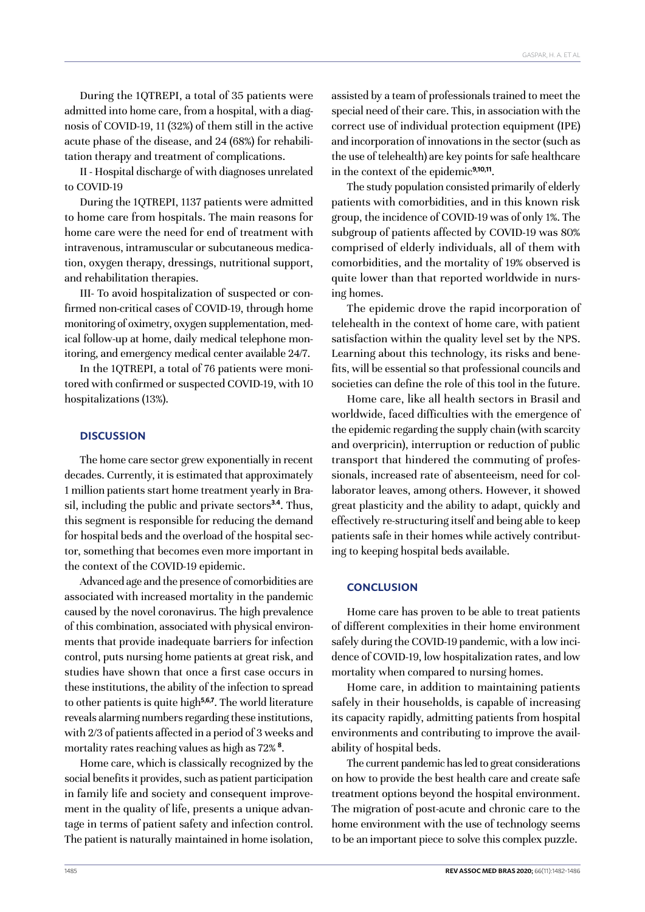During the 1QTREPI, a total of 35 patients were admitted into home care, from a hospital, with a diagnosis of COVID-19, 11 (32%) of them still in the active acute phase of the disease, and 24 (68%) for rehabilitation therapy and treatment of complications.

II - Hospital discharge of with diagnoses unrelated to COVID-19

During the 1QTREPI, 1137 patients were admitted to home care from hospitals. The main reasons for home care were the need for end of treatment with intravenous, intramuscular or subcutaneous medication, oxygen therapy, dressings, nutritional support, and rehabilitation therapies.

III- To avoid hospitalization of suspected or confirmed non-critical cases of COVID-19, through home monitoring of oximetry, oxygen supplementation, medical follow-up at home, daily medical telephone monitoring, and emergency medical center available 24/7.

In the 1QTREPI, a total of 76 patients were monitored with confirmed or suspected COVID-19, with 10 hospitalizations (13%).

## DISCUSSION

The home care sector grew exponentially in recent decades. Currently, it is estimated that approximately 1 million patients start home treatment yearly in Brasil, including the public and private sectors[3,4]. Thus, this segment is responsible for reducing the demand for hospital beds and the overload of the hospital sector, something that becomes even more important in the context of the COVID-19 epidemic.

Advanced age and the presence of comorbidities are associated with increased mortality in the pandemic caused by the novel coronavirus. The high prevalence of this combination, associated with physical environments that provide inadequate barriers for infection control, puts nursing home patients at great risk, and studies have shown that once a first case occurs in these institutions, the ability of the infection to spread to other patients is quite high[5,6,7]. The world literature reveals alarming numbers regarding these institutions, with 2/3 of patients affected in a period of 3 weeks and mortality rates reaching values as high as 72% [8].

Home care, which is classically recognized by the social benefits it provides, such as patient participation in family life and society and consequent improvement in the quality of life, presents a unique advantage in terms of patient safety and infection control. The patient is naturally maintained in home isolation, assisted by a team of professionals trained to meet the special need of their care. This, in association with the correct use of individual protection equipment (IPE) and incorporation of innovations in the sector (such as the use of telehealth) are key points for safe healthcare in the context of the epidemic[9,10,11].

The study population consisted primarily of elderly patients with comorbidities, and in this known risk group, the incidence of COVID-19 was of only 1%. The subgroup of patients affected by COVID-19 was 80% comprised of elderly individuals, all of them with comorbidities, and the mortality of 19% observed is quite lower than that reported worldwide in nursing homes.

The epidemic drove the rapid incorporation of telehealth in the context of home care, with patient satisfaction within the quality level set by the NPS. Learning about this technology, its risks and benefits, will be essential so that professional councils and societies can define the role of this tool in the future.

Home care, like all health sectors in Brasil and worldwide, faced difficulties with the emergence of the epidemic regarding the supply chain (with scarcity and overpricin), interruption or reduction of public transport that hindered the commuting of professionals, increased rate of absenteeism, need for collaborator leaves, among others. However, it showed great plasticity and the ability to adapt, quickly and effectively re-structuring itself and being able to keep patients safe in their homes while actively contributing to keeping hospital beds available.

## CONCLUSION

Home care has proven to be able to treat patients of different complexities in their home environment safely during the COVID-19 pandemic, with a low incidence of COVID-19, low hospitalization rates, and low mortality when compared to nursing homes.

Home care, in addition to maintaining patients safely in their households, is capable of increasing its capacity rapidly, admitting patients from hospital environments and contributing to improve the availability of hospital beds.

The current pandemic has led to great considerations on how to provide the best health care and create safe treatment options beyond the hospital environment. The migration of post-acute and chronic care to the home environment with the use of technology seems to be an important piece to solve this complex puzzle.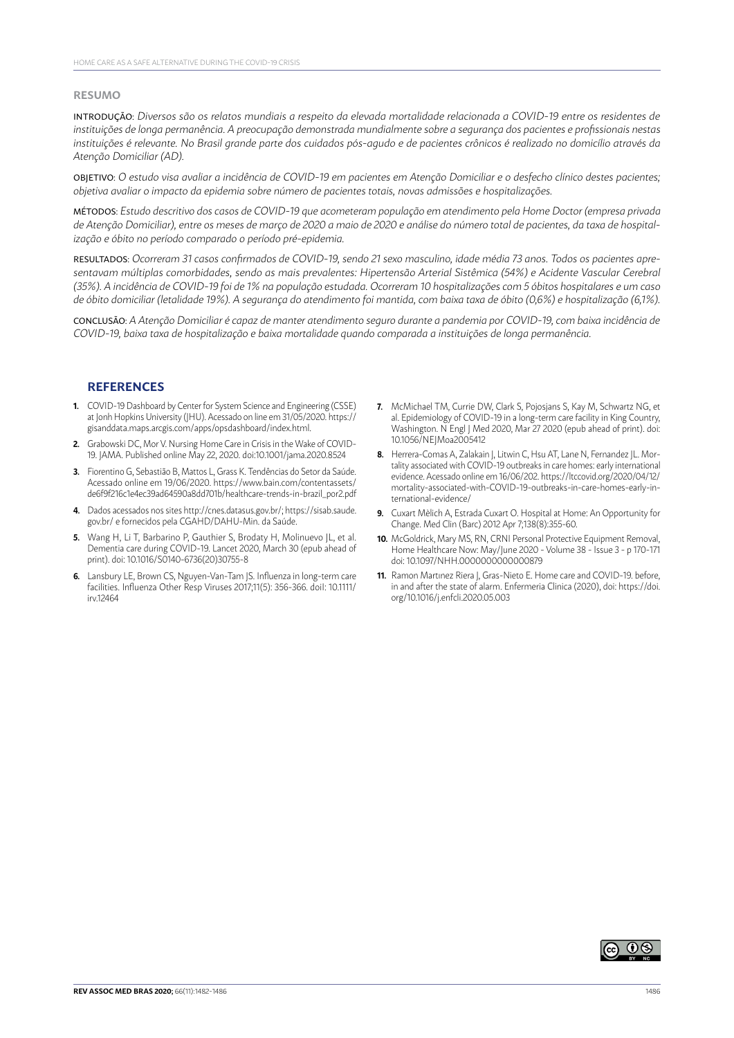## RESUMO

INTRODUÇÃO: *Diversos são os relatos mundiais a respeito da elevada mortalidade relacionada a COVID-19 entre os residentes de instituições de longa permanência. A preocupação demonstrada mundialmente sobre a segurança dos pacientes e profissionais nestas instituições é relevante. No Brasil grande parte dos cuidados pós-agudo e de pacientes crônicos é realizado no domicílio através da Atenção Domiciliar (AD).*

OBJETIVO: *O estudo visa avaliar a incidência de COVID-19 em pacientes em Atenção Domiciliar e o desfecho clínico destes pacientes; objetiva avaliar o impacto da epidemia sobre número de pacientes totais, novas admissões e hospitalizações.*

MÉTODOS: *Estudo descritivo dos casos de COVID-19 que acometeram população em atendimento pela Home Doctor (empresa privada de Atenção Domiciliar), entre os meses de março de 2020 a maio de 2020 e análise do número total de pacientes, da taxa de hospitalização e óbito no período comparado o período pré-epidemia.*

RESULTADOS: *Ocorreram 31 casos confirmados de COVID-19, sendo 21 sexo masculino, idade média 73 anos. Todos os pacientes apresentavam múltiplas comorbidades, sendo as mais prevalentes: Hipertensão Arterial Sistêmica (54%) e Acidente Vascular Cerebral (35%). A incidência de COVID-19 foi de 1% na população estudada. Ocorreram 10 hospitalizações com 5 óbitos hospitalares e um caso de óbito domiciliar (letalidade 19%). A segurança do atendimento foi mantida, com baixa taxa de óbito (0,6%) e hospitalização (6,1%).*

CONCLUSÃO: *A Atenção Domiciliar é capaz de manter atendimento seguro durante a pandemia por COVID-19, com baixa incidência de COVID-19, baixa taxa de hospitalização e baixa mortalidade quando comparada a instituições de longa permanência.*

## REFERENCES

1. COVID-19 Dashboard by Center for System Science and Engineering (CSSE) at Jonh Hopkins University (JHU). Acessado on line em 31/05/2020. https://gisanddata.maps.arcgis.com/apps/opsdashboard/index.html.
2. Grabowski DC, Mor V. Nursing Home Care in Crisis in the Wake of COVID-19. JAMA. Published online May 22, 2020. doi:10.1001/jama.2020.8524
3. Fiorentino G, Sebastião B, Mattos L, Grass K. Tendências do Setor da Saúde. Acessado online em 19/06/2020. https://www.bain.com/contentassets/de6f9f216c1e4ec39ad64590a8dd701b/healthcare-trends-in-brazil_por2.pdf
4. Dados acessados nos sites http://cnes.datasus.gov.br/; https://sisab.saude.gov.br/ e fornecidos pela CGAHD/DAHU-Min. da Saúde.
5. Wang H, Li T, Barbarino P, Gauthier S, Brodaty H, Molinuevo JL, et al. Dementia care during COVID-19. Lancet 2020, March 30 (epub ahead of print). doi: 10.1016/S0140-6736(20)30755-8
6. Lansbury LE, Brown CS, Nguyen-Van-Tam JS. Influenza in long-term care facilities. Influenza Other Resp Viruses 2017;11(5): 356-366. doil: 10.1111/irv.12464
7. McMichael TM, Currie DW, Clark S, Pojosjans S, Kay M, Schwartz NG, et al. Epidemiology of COVID-19 in a long-term care facility in King Country, Washington. N Engl J Med 2020, Mar 27 2020 (epub ahead of print). doi: 10.1056/NEJMoa2005412
8. Herrera-Comas A, Zalakain J, Litwin C, Hsu AT, Lane N, Fernandez JL. Mortality associated with COVID-19 outbreaks in care homes: early international evidence. Acessado online em 16/06/202. https://ltccovid.org/2020/04/12/mortality-associated-with-COVID-19-outbreaks-in-care-homes-early-international-evidence/
9. Cuxart Mèlich A, Estrada Cuxart O. Hospital at Home: An Opportunity for Change. Med Clin (Barc) 2012 Apr 7;138(8):355-60.
10. McGoldrick, Mary MS, RN, CRNI Personal Protective Equipment Removal, Home Healthcare Now: May/June 2020 - Volume 38 - Issue 3 - p 170-171 doi: 10.1097/NHH.0000000000000879
11. Ramon Martınez Riera J, Gras-Nieto E. Home care and COVID-19. before, in and after the state of alarm. Enfermeria Clinica (2020), doi: https://doi.org/10.1016/j.enfcli.2020.05.003